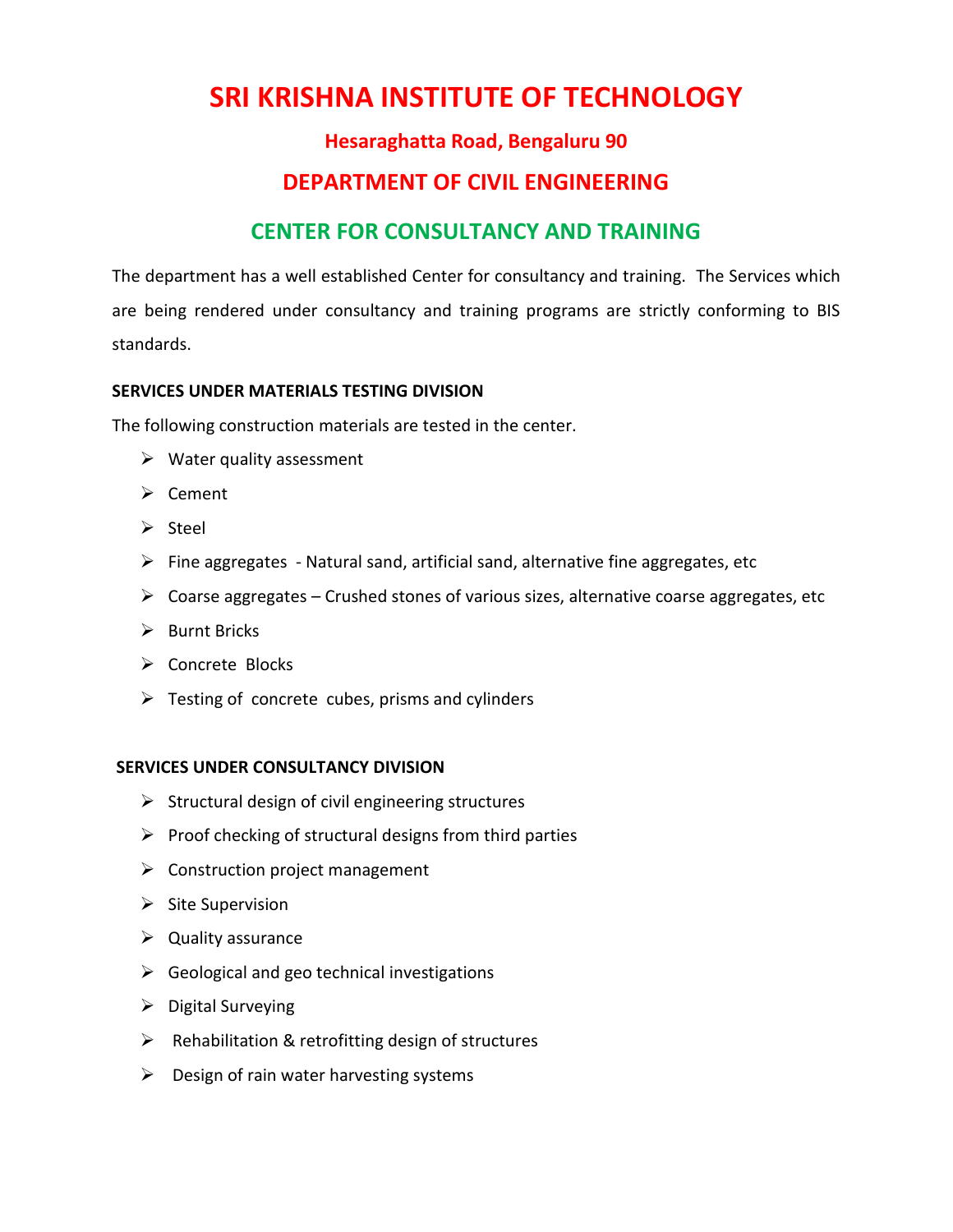# SRI KRISHNA INSTITUTE OF TECHNOLOGY

### Hesaraghatta Road, Bengaluru 90

## DEPARTMENT OF CIVIL ENGINEERING

## CENTER FOR CONSULTANCY AND TRAINING

The department has a well established Center for consultancy and training. The Services which are being rendered under consultancy and training programs are strictly conforming to BIS standards.

**SERVICES UNDER MATERIALS TESTING DIVISION**

The following construction materials are tested in the center.

- Water quality assessment
- Cement
- Steel
- Fine aggregates - Natural sand, artificial sand, alternative fine aggregates, etc
- Coarse aggregates – Crushed stones of various sizes, alternative coarse aggregates, etc
- Burnt Bricks
- Concrete Blocks
- Testing of concrete cubes, prisms and cylinders

**SERVICES UNDER CONSULTANCY DIVISION**

- Structural design of civil engineering structures
- Proof checking of structural designs from third parties
- Construction project management
- Site Supervision
- Quality assurance
- Geological and geo technical investigations
- Digital Surveying
- Rehabilitation & retrofitting design of structures
- Design of rain water harvesting systems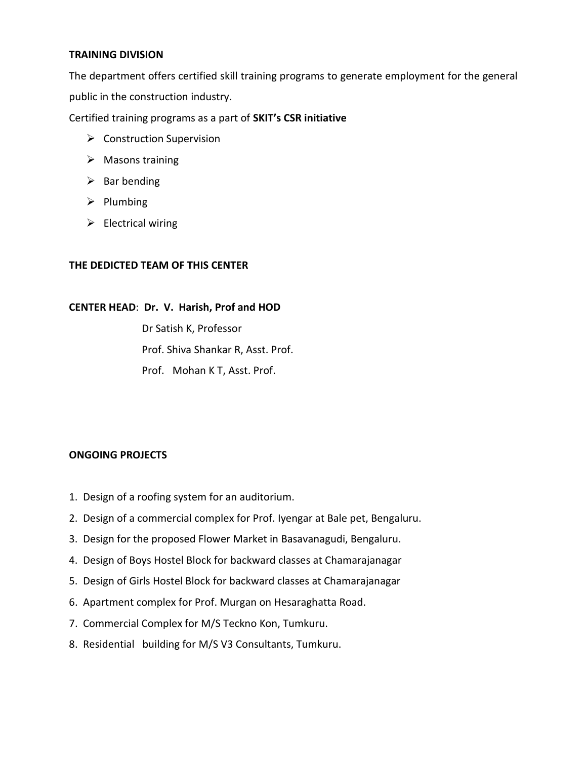**TRAINING DIVISION**

The department offers certified skill training programs to generate employment for the general public in the construction industry.

Certified training programs as a part of **SKIT's CSR initiative**

- Construction Supervision
- Masons training
- Bar bending
- Plumbing
- Electrical wiring

**THE DEDICTED TEAM OF THIS CENTER**

**CENTER HEAD**: **Dr. V. Harish, Prof and HOD**

Dr Satish K, Professor

Prof. Shiva Shankar R, Asst. Prof.

Prof. Mohan K T, Asst. Prof.

**ONGOING PROJECTS**

1. Design of a roofing system for an auditorium.
2. Design of a commercial complex for Prof. Iyengar at Bale pet, Bengaluru.
3. Design for the proposed Flower Market in Basavanagudi, Bengaluru.
4. Design of Boys Hostel Block for backward classes at Chamarajanagar
5. Design of Girls Hostel Block for backward classes at Chamarajanagar
6. Apartment complex for Prof. Murgan on Hesaraghatta Road.
7. Commercial Complex for M/S Teckno Kon, Tumkuru.
8. Residential building for M/S V3 Consultants, Tumkuru.